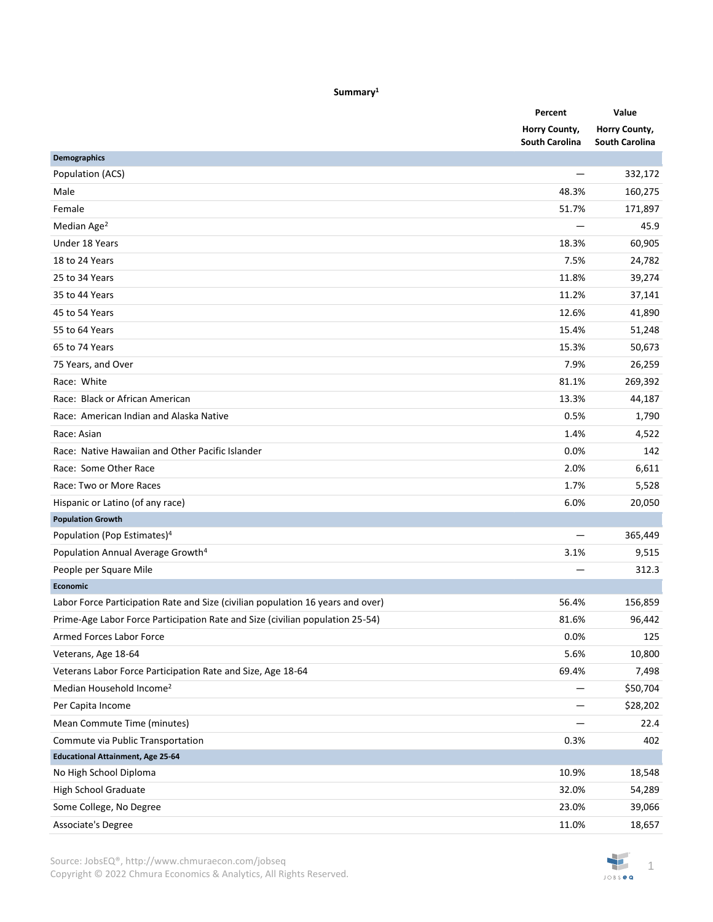## Summary[1]

| | Percent | Value |
|---|---|---|
| | Horry County, South Carolina | Horry County, South Carolina |
| **Demographics** | | |
| Population (ACS) | — | 332,172 |
| Male | 48.3% | 160,275 |
| Female | 51.7% | 171,897 |
| Median Age[2] | — | 45.9 |
| Under 18 Years | 18.3% | 60,905 |
| 18 to 24 Years | 7.5% | 24,782 |
| 25 to 34 Years | 11.8% | 39,274 |
| 35 to 44 Years | 11.2% | 37,141 |
| 45 to 54 Years | 12.6% | 41,890 |
| 55 to 64 Years | 15.4% | 51,248 |
| 65 to 74 Years | 15.3% | 50,673 |
| 75 Years, and Over | 7.9% | 26,259 |
| Race: White | 81.1% | 269,392 |
| Race: Black or African American | 13.3% | 44,187 |
| Race: American Indian and Alaska Native | 0.5% | 1,790 |
| Race: Asian | 1.4% | 4,522 |
| Race: Native Hawaiian and Other Pacific Islander | 0.0% | 142 |
| Race: Some Other Race | 2.0% | 6,611 |
| Race: Two or More Races | 1.7% | 5,528 |
| Hispanic or Latino (of any race) | 6.0% | 20,050 |
| **Population Growth** | | |
| Population (Pop Estimates)[4] | — | 365,449 |
| Population Annual Average Growth[4] | 3.1% | 9,515 |
| People per Square Mile | — | 312.3 |
| **Economic** | | |
| Labor Force Participation Rate and Size (civilian population 16 years and over) | 56.4% | 156,859 |
| Prime-Age Labor Force Participation Rate and Size (civilian population 25-54) | 81.6% | 96,442 |
| Armed Forces Labor Force | 0.0% | 125 |
| Veterans, Age 18-64 | 5.6% | 10,800 |
| Veterans Labor Force Participation Rate and Size, Age 18-64 | 69.4% | 7,498 |
| Median Household Income[2] | — | $50,704 |
| Per Capita Income | — | $28,202 |
| Mean Commute Time (minutes) | — | 22.4 |
| Commute via Public Transportation | 0.3% | 402 |
| **Educational Attainment, Age 25-64** | | |
| No High School Diploma | 10.9% | 18,548 |
| High School Graduate | 32.0% | 54,289 |
| Some College, No Degree | 23.0% | 39,066 |
| Associate's Degree | 11.0% | 18,657 |

Source: JobsEQ®, http://www.chmuraecon.com/jobseq
Copyright © 2022 Chmura Economics & Analytics, All Rights Reserved.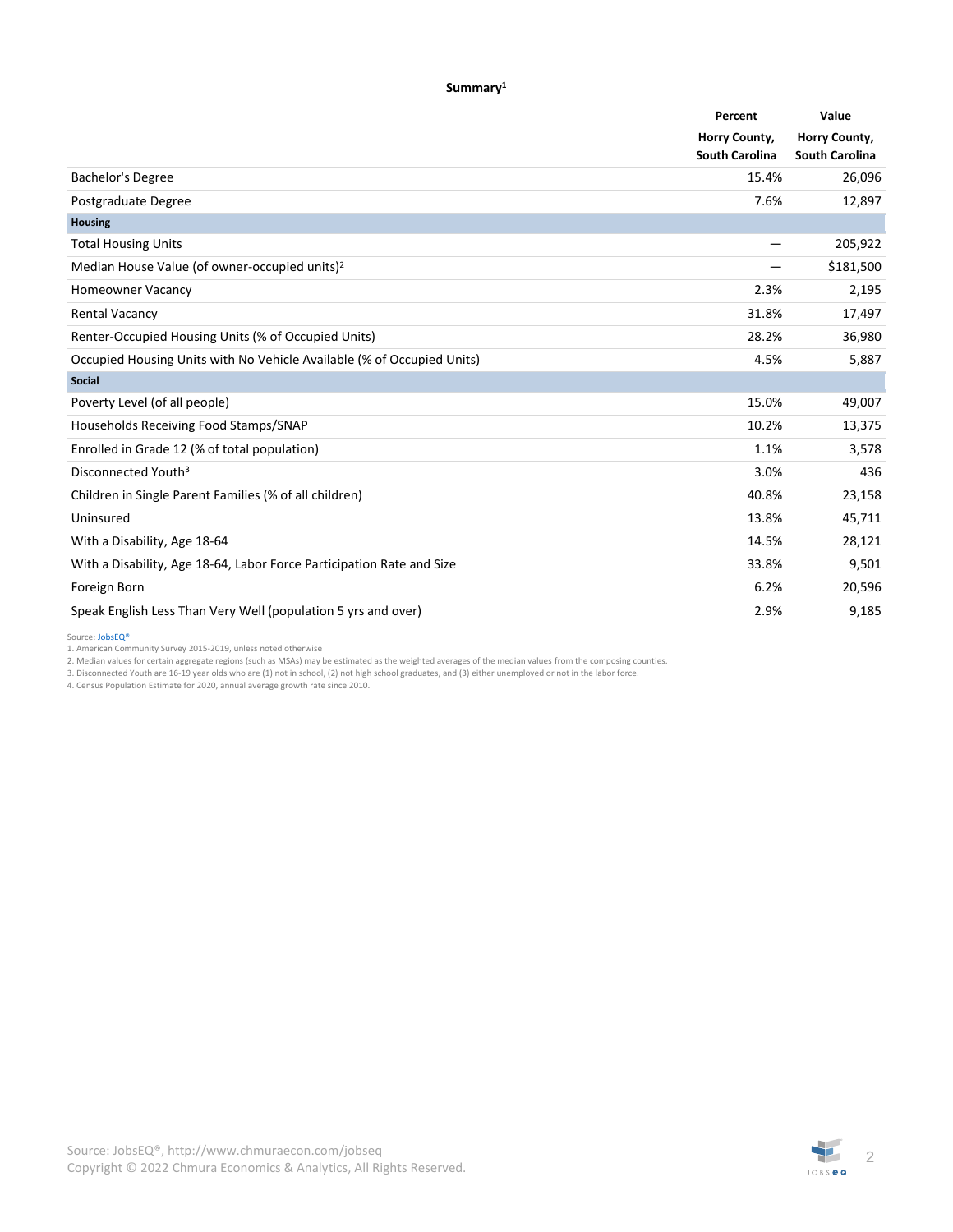**Summary[1]**

| | Percent | Value |
|---|---|---|
| | Horry County, South Carolina | Horry County, South Carolina |
| Bachelor's Degree | 15.4% | 26,096 |
| Postgraduate Degree | 7.6% | 12,897 |
| **Housing** | | |
| Total Housing Units | — | 205,922 |
| Median House Value (of owner-occupied units)[2] | — | $181,500 |
| Homeowner Vacancy | 2.3% | 2,195 |
| Rental Vacancy | 31.8% | 17,497 |
| Renter-Occupied Housing Units (% of Occupied Units) | 28.2% | 36,980 |
| Occupied Housing Units with No Vehicle Available (% of Occupied Units) | 4.5% | 5,887 |
| **Social** | | |
| Poverty Level (of all people) | 15.0% | 49,007 |
| Households Receiving Food Stamps/SNAP | 10.2% | 13,375 |
| Enrolled in Grade 12 (% of total population) | 1.1% | 3,578 |
| Disconnected Youth[3] | 3.0% | 436 |
| Children in Single Parent Families (% of all children) | 40.8% | 23,158 |
| Uninsured | 13.8% | 45,711 |
| With a Disability, Age 18-64 | 14.5% | 28,121 |
| With a Disability, Age 18-64, Labor Force Participation Rate and Size | 33.8% | 9,501 |
| Foreign Born | 6.2% | 20,596 |
| Speak English Less Than Very Well (population 5 yrs and over) | 2.9% | 9,185 |

Source: JobsEQ®

1. American Community Survey 2015-2019, unless noted otherwise
2. Median values for certain aggregate regions (such as MSAs) may be estimated as the weighted averages of the median values from the composing counties.
3. Disconnected Youth are 16-19 year olds who are (1) not in school, (2) not high school graduates, and (3) either unemployed or not in the labor force.
4. Census Population Estimate for 2020, annual average growth rate since 2010.

Source: JobsEQ®, http://www.chmuraecon.com/jobseq
Copyright © 2022 Chmura Economics & Analytics, All Rights Reserved.